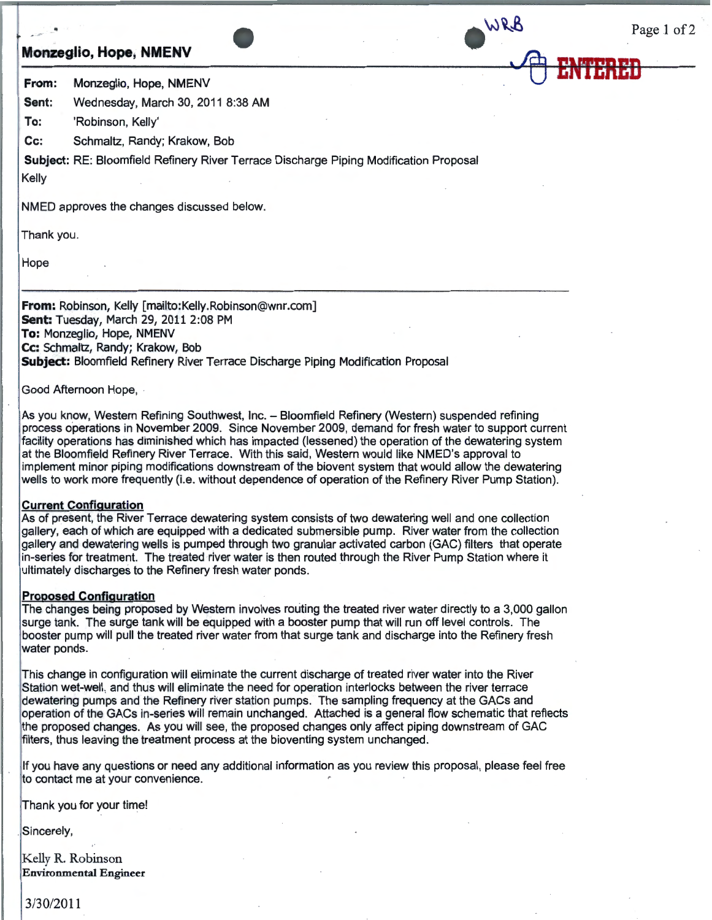**Monzeglio, Hope, NMENV**

**From:** Monzeglio, Hope, NMENV
**Sent:** Wednesday, March 30, 2011 8:38 AM
**To:** 'Robinson, Kelly'
**Cc:** Schmaltz, Randy; Krakow, Bob
**Subject:** RE: Bloomfield Refinery River Terrace Discharge Piping Modification Proposal

Kelly

NMED approves the changes discussed below.

Thank you.

Hope

---

**From:** Robinson, Kelly [mailto:Kelly.Robinson@wnr.com]
**Sent:** Tuesday, March 29, 2011 2:08 PM
**To:** Monzeglio, Hope, NMENV
**Cc:** Schmaltz, Randy; Krakow, Bob
**Subject:** Bloomfield Refinery River Terrace Discharge Piping Modification Proposal

Good Afternoon Hope,

As you know, Western Refining Southwest, Inc. – Bloomfield Refinery (Western) suspended refining process operations in November 2009. Since November 2009, demand for fresh water to support current facility operations has diminished which has impacted (lessened) the operation of the dewatering system at the Bloomfield Refinery River Terrace. With this said, Western would like NMED's approval to implement minor piping modifications downstream of the biovent system that would allow the dewatering wells to work more frequently (i.e. without dependence of operation of the Refinery River Pump Station).

**Current Configuration**
As of present, the River Terrace dewatering system consists of two dewatering well and one collection gallery, each of which are equipped with a dedicated submersible pump. River water from the collection gallery and dewatering wells is pumped through two granular activated carbon (GAC) filters that operate in-series for treatment. The treated river water is then routed through the River Pump Station where it ultimately discharges to the Refinery fresh water ponds.

**Proposed Configuration**
The changes being proposed by Western involves routing the treated river water directly to a 3,000 gallon surge tank. The surge tank will be equipped with a booster pump that will run off level controls. The booster pump will pull the treated river water from that surge tank and discharge into the Refinery fresh water ponds.

This change in configuration will eliminate the current discharge of treated river water into the River Station wet-well, and thus will eliminate the need for operation interlocks between the river terrace dewatering pumps and the Refinery river station pumps. The sampling frequency at the GACs and operation of the GACs in-series will remain unchanged. Attached is a general flow schematic that reflects the proposed changes. As you will see, the proposed changes only affect piping downstream of GAC filters, thus leaving the treatment process at the bioventing system unchanged.

If you have any questions or need any additional information as you review this proposal, please feel free to contact me at your convenience.

Thank you for your time!

Sincerely,

Kelly R. Robinson
**Environmental Engineer**

3/30/2011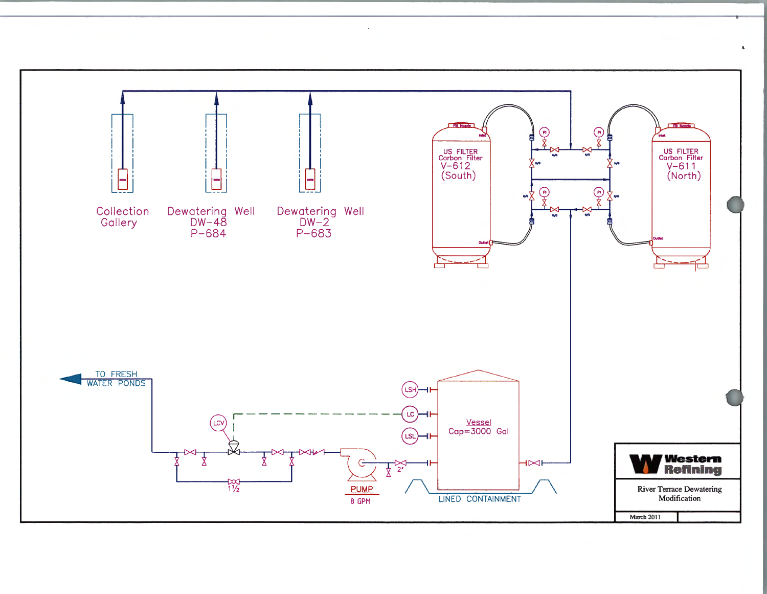Collection Gallery

Dewatering Well DW-48 P-684

Dewatering Well DW-2 P-683

US FILTER Carbon Filter V-612 (South)

US FILTER Carbon Filter V-611 (North)

Fill Nozzle

Inlet

Outlet

PI

N/O

N/C

TO FRESH WATER PONDS

LCV

LSH

LC

LSL

Vessel Cap=3000 Gal

$1\frac{1}{2}$"

2"

PUMP 8 GPM

LINED CONTAINMENT

Western Refining

River Terrace Dewatering Modification

March 2011